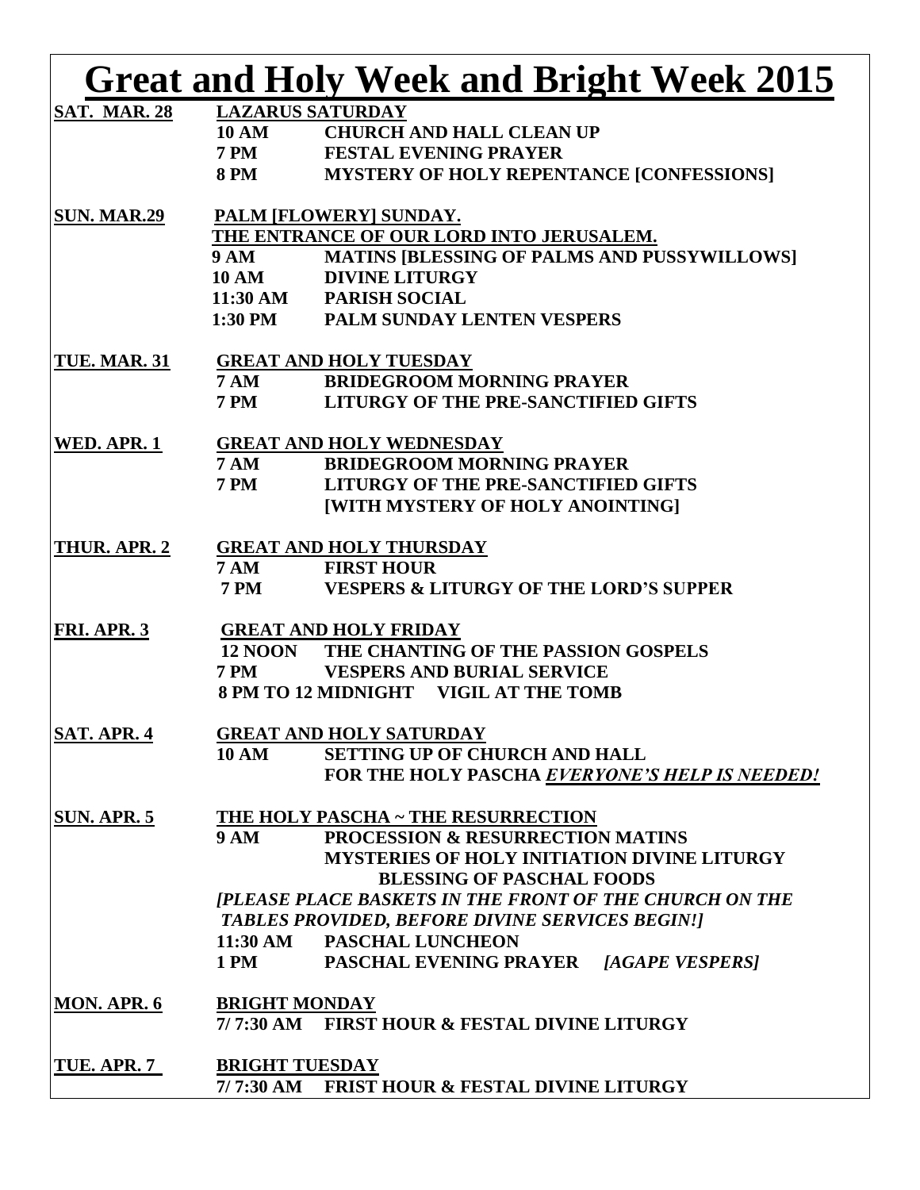# Great and Holy Week and Bright Week 2015

**SAT. MAR. 28** — **LAZARUS SATURDAY**

- **10 AM** — **CHURCH AND HALL CLEAN UP**
- **7 PM** — **FESTAL EVENING PRAYER**
- **8 PM** — **MYSTERY OF HOLY REPENTANCE [CONFESSIONS]**

**SUN. MAR.29** — **PALM [FLOWERY] SUNDAY.**
**THE ENTRANCE OF OUR LORD INTO JERUSALEM.**

- **9 AM** — **MATINS [BLESSING OF PALMS AND PUSSYWILLOWS]**
- **10 AM** — **DIVINE LITURGY**
- **11:30 AM** — **PARISH SOCIAL**
- **1:30 PM** — **PALM SUNDAY LENTEN VESPERS**

**TUE. MAR. 31** — **GREAT AND HOLY TUESDAY**

- **7 AM** — **BRIDEGROOM MORNING PRAYER**
- **7 PM** — **LITURGY OF THE PRE-SANCTIFIED GIFTS**

**WED. APR. 1** — **GREAT AND HOLY WEDNESDAY**

- **7 AM** — **BRIDEGROOM MORNING PRAYER**
- **7 PM** — **LITURGY OF THE PRE-SANCTIFIED GIFTS**
  **[WITH MYSTERY OF HOLY ANOINTING]**

**THUR. APR. 2** — **GREAT AND HOLY THURSDAY**

- **7 AM** — **FIRST HOUR**
- **7 PM** — **VESPERS & LITURGY OF THE LORD'S SUPPER**

**FRI. APR. 3** — **GREAT AND HOLY FRIDAY**

- **12 NOON** — **THE CHANTING OF THE PASSION GOSPELS**
- **7 PM** — **VESPERS AND BURIAL SERVICE**
- **8 PM TO 12 MIDNIGHT** — **VIGIL AT THE TOMB**

**SAT. APR. 4** — **GREAT AND HOLY SATURDAY**

- **10 AM** — **SETTING UP OF CHURCH AND HALL**
  **FOR THE HOLY PASCHA *EVERYONE'S HELP IS NEEDED!***

**SUN. APR. 5** — **THE HOLY PASCHA ~ THE RESURRECTION**

- **9 AM** — **PROCESSION & RESURRECTION MATINS**
  **MYSTERIES OF HOLY INITIATION DIVINE LITURGY**
  **BLESSING OF PASCHAL FOODS**

***[PLEASE PLACE BASKETS IN THE FRONT OF THE CHURCH ON THE TABLES PROVIDED, BEFORE DIVINE SERVICES BEGIN!]***

- **11:30 AM** — **PASCHAL LUNCHEON**
- **1 PM** — **PASCHAL EVENING PRAYER *[AGAPE VESPERS]***

**MON. APR. 6** — **BRIGHT MONDAY**

- **7/ 7:30 AM** — **FIRST HOUR & FESTAL DIVINE LITURGY**

**TUE. APR. 7** — **BRIGHT TUESDAY**

- **7/ 7:30 AM** — **FRIST HOUR & FESTAL DIVINE LITURGY**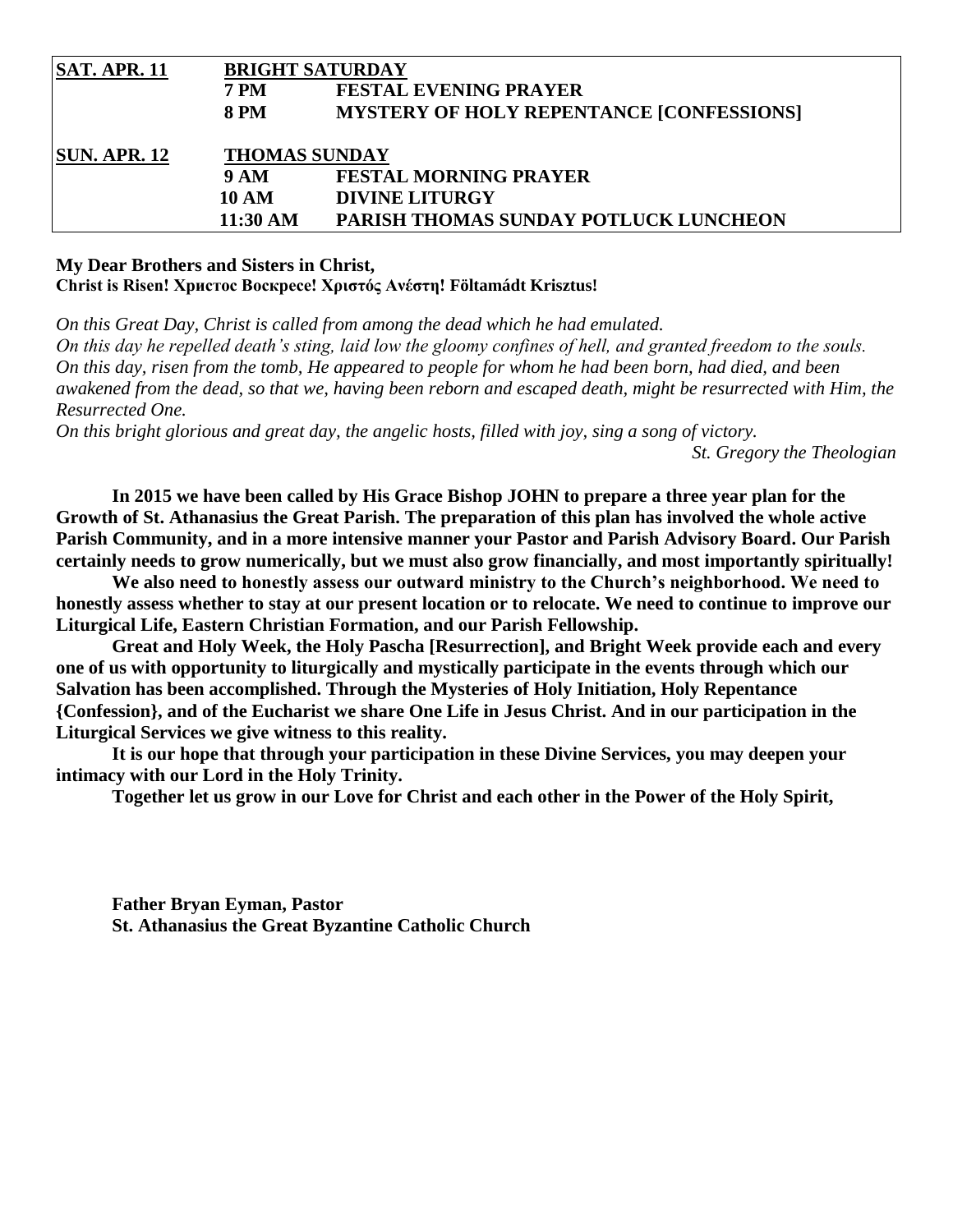| | | |
|---|---|---|
| **SAT. APR. 11** | **BRIGHT SATURDAY** | |
| | **7 PM** | **FESTAL EVENING PRAYER** |
| | **8 PM** | **MYSTERY OF HOLY REPENTANCE [CONFESSIONS]** |
| **SUN. APR. 12** | **THOMAS SUNDAY** | |
| | **9 AM** | **FESTAL MORNING PRAYER** |
| | **10 AM** | **DIVINE LITURGY** |
| | **11:30 AM** | **PARISH THOMAS SUNDAY POTLUCK LUNCHEON** |

**My Dear Brothers and Sisters in Christ,**
**Christ is Risen! Христос Воскресе! Χριστός Ανέστη! Föltamádt Krisztus!**

*On this Great Day, Christ is called from among the dead which he had emulated.*
*On this day he repelled death's sting, laid low the gloomy confines of hell, and granted freedom to the souls.*
*On this day, risen from the tomb, He appeared to people for whom he had been born, had died, and been awakened from the dead, so that we, having been reborn and escaped death, might be resurrected with Him, the Resurrected One.*
*On this bright glorious and great day, the angelic hosts, filled with joy, sing a song of victory.*

*St. Gregory the Theologian*

**In 2015 we have been called by His Grace Bishop JOHN to prepare a three year plan for the Growth of St. Athanasius the Great Parish. The preparation of this plan has involved the whole active Parish Community, and in a more intensive manner your Pastor and Parish Advisory Board. Our Parish certainly needs to grow numerically, but we must also grow financially, and most importantly spiritually!**

**We also need to honestly assess our outward ministry to the Church's neighborhood. We need to honestly assess whether to stay at our present location or to relocate. We need to continue to improve our Liturgical Life, Eastern Christian Formation, and our Parish Fellowship.**

**Great and Holy Week, the Holy Pascha [Resurrection], and Bright Week provide each and every one of us with opportunity to liturgically and mystically participate in the events through which our Salvation has been accomplished. Through the Mysteries of Holy Initiation, Holy Repentance {Confession}, and of the Eucharist we share One Life in Jesus Christ. And in our participation in the Liturgical Services we give witness to this reality.**

**It is our hope that through your participation in these Divine Services, you may deepen your intimacy with our Lord in the Holy Trinity.**

**Together let us grow in our Love for Christ and each other in the Power of the Holy Spirit,**

**Father Bryan Eyman, Pastor**
**St. Athanasius the Great Byzantine Catholic Church**